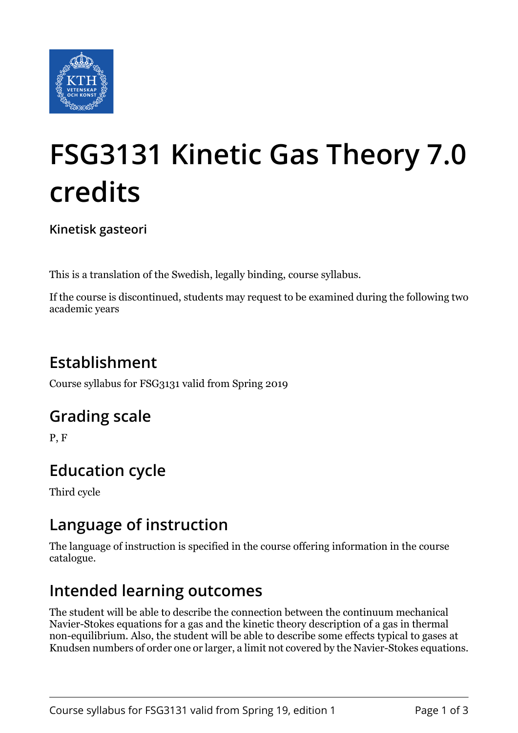# FSG3131 Kinetic Gas Theory 7.0 credits

**Kinetisk gasteori**

This is a translation of the Swedish, legally binding, course syllabus.

If the course is discontinued, students may request to be examined during the following two academic years

## Establishment

Course syllabus for FSG3131 valid from Spring 2019

## Grading scale

P, F

## Education cycle

Third cycle

## Language of instruction

The language of instruction is specified in the course offering information in the course catalogue.

## Intended learning outcomes

The student will be able to describe the connection between the continuum mechanical Navier-Stokes equations for a gas and the kinetic theory description of a gas in thermal non-equilibrium. Also, the student will be able to describe some effects typical to gases at Knudsen numbers of order one or larger, a limit not covered by the Navier-Stokes equations.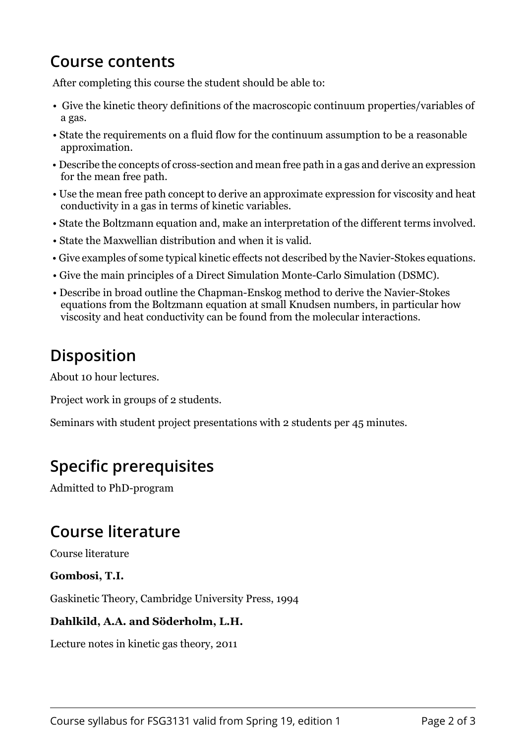## Course contents

After completing this course the student should be able to:

- Give the kinetic theory definitions of the macroscopic continuum properties/variables of a gas.
- State the requirements on a fluid flow for the continuum assumption to be a reasonable approximation.
- Describe the concepts of cross-section and mean free path in a gas and derive an expression for the mean free path.
- Use the mean free path concept to derive an approximate expression for viscosity and heat conductivity in a gas in terms of kinetic variables.
- State the Boltzmann equation and, make an interpretation of the different terms involved.
- State the Maxwellian distribution and when it is valid.
- Give examples of some typical kinetic effects not described by the Navier-Stokes equations.
- Give the main principles of a Direct Simulation Monte-Carlo Simulation (DSMC).
- Describe in broad outline the Chapman-Enskog method to derive the Navier-Stokes equations from the Boltzmann equation at small Knudsen numbers, in particular how viscosity and heat conductivity can be found from the molecular interactions.

## Disposition

About 10 hour lectures.

Project work in groups of 2 students.

Seminars with student project presentations with 2 students per 45 minutes.

## Specific prerequisites

Admitted to PhD-program

## Course literature

Course literature

**Gombosi, T.I.**

Gaskinetic Theory, Cambridge University Press, 1994

**Dahlkild, A.A. and Söderholm, L.H.**

Lecture notes in kinetic gas theory, 2011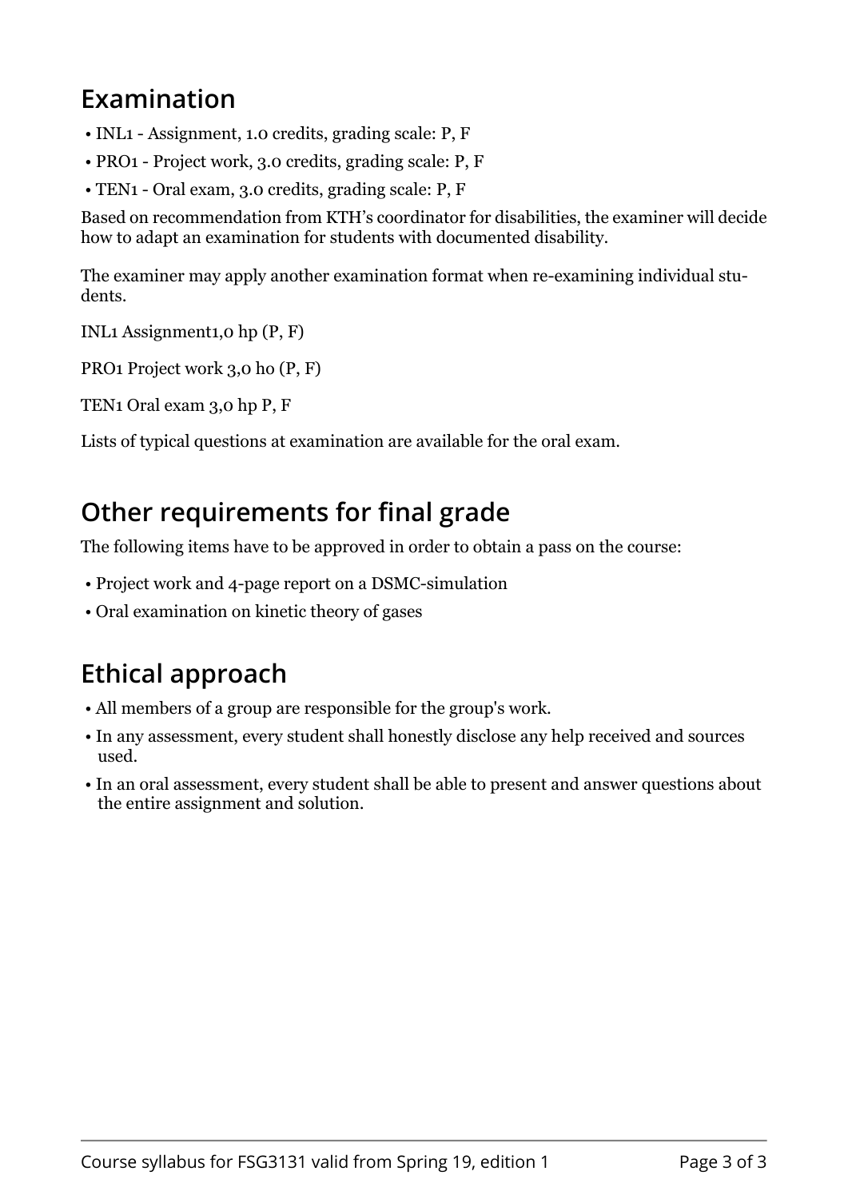## Examination

- INL1 - Assignment, 1.0 credits, grading scale: P, F
- PRO1 - Project work, 3.0 credits, grading scale: P, F
- TEN1 - Oral exam, 3.0 credits, grading scale: P, F

Based on recommendation from KTH's coordinator for disabilities, the examiner will decide how to adapt an examination for students with documented disability.

The examiner may apply another examination format when re-examining individual students.

INL1 Assignment1,0 hp (P, F)

PRO1 Project work 3,0 ho (P, F)

TEN1 Oral exam 3,0 hp P, F

Lists of typical questions at examination are available for the oral exam.

## Other requirements for final grade

The following items have to be approved in order to obtain a pass on the course:

- Project work and 4-page report on a DSMC-simulation
- Oral examination on kinetic theory of gases

## Ethical approach

- All members of a group are responsible for the group's work.
- In any assessment, every student shall honestly disclose any help received and sources used.
- In an oral assessment, every student shall be able to present and answer questions about the entire assignment and solution.